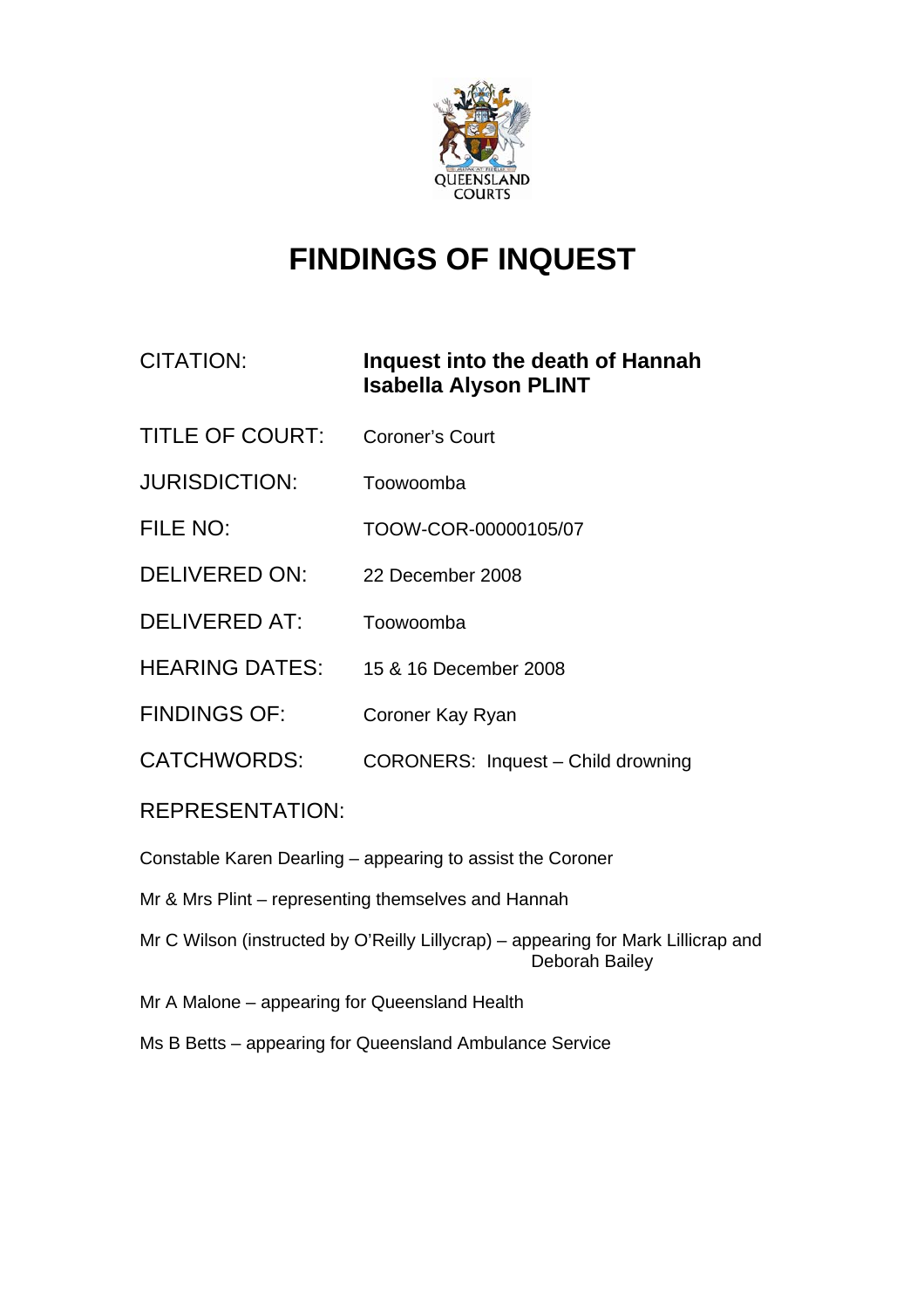QUEENSLAND COURTS

# FINDINGS OF INQUEST

| | |
|---|---|
| CITATION: | **Inquest into the death of Hannah Isabella Alyson PLINT** |
| TITLE OF COURT: | Coroner's Court |
| JURISDICTION: | Toowoomba |
| FILE NO: | TOOW-COR-00000105/07 |
| DELIVERED ON: | 22 December 2008 |
| DELIVERED AT: | Toowoomba |
| HEARING DATES: | 15 & 16 December 2008 |
| FINDINGS OF: | Coroner Kay Ryan |
| CATCHWORDS: | CORONERS: Inquest – Child drowning |

REPRESENTATION:

Constable Karen Dearling – appearing to assist the Coroner

Mr & Mrs Plint – representing themselves and Hannah

Mr C Wilson (instructed by O'Reilly Lillycrap) – appearing for Mark Lillicrap and Deborah Bailey

Mr A Malone – appearing for Queensland Health

Ms B Betts – appearing for Queensland Ambulance Service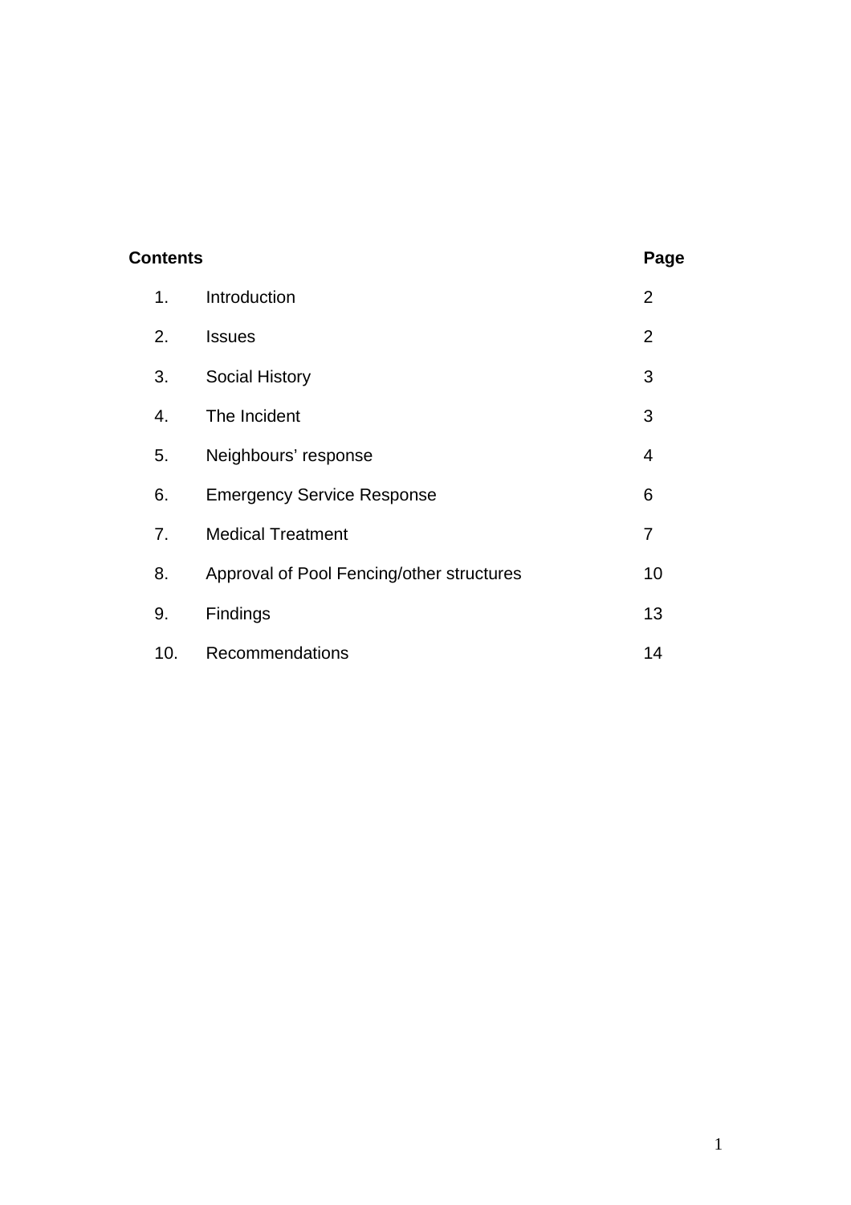**Contents**

| | | Page |
|---|---|---|
| 1. | Introduction | 2 |
| 2. | Issues | 2 |
| 3. | Social History | 3 |
| 4. | The Incident | 3 |
| 5. | Neighbours' response | 4 |
| 6. | Emergency Service Response | 6 |
| 7. | Medical Treatment | 7 |
| 8. | Approval of Pool Fencing/other structures | 10 |
| 9. | Findings | 13 |
| 10. | Recommendations | 14 |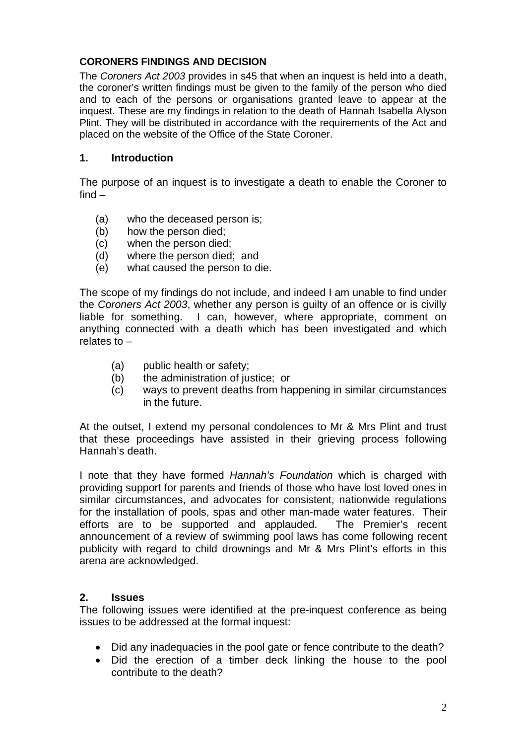**CORONERS FINDINGS AND DECISION**

The *Coroners Act 2003* provides in s45 that when an inquest is held into a death, the coroner's written findings must be given to the family of the person who died and to each of the persons or organisations granted leave to appear at the inquest. These are my findings in relation to the death of Hannah Isabella Alyson Plint. They will be distributed in accordance with the requirements of the Act and placed on the website of the Office of the State Coroner.

## 1. Introduction

The purpose of an inquest is to investigate a death to enable the Coroner to find –

(a) who the deceased person is;
(b) how the person died;
(c) when the person died;
(d) where the person died; and
(e) what caused the person to die.

The scope of my findings do not include, and indeed I am unable to find under the *Coroners Act 2003*, whether any person is guilty of an offence or is civilly liable for something. I can, however, where appropriate, comment on anything connected with a death which has been investigated and which relates to –

(a) public health or safety;
(b) the administration of justice; or
(c) ways to prevent deaths from happening in similar circumstances in the future.

At the outset, I extend my personal condolences to Mr & Mrs Plint and trust that these proceedings have assisted in their grieving process following Hannah's death.

I note that they have formed *Hannah's Foundation* which is charged with providing support for parents and friends of those who have lost loved ones in similar circumstances, and advocates for consistent, nationwide regulations for the installation of pools, spas and other man-made water features. Their efforts are to be supported and applauded. The Premier's recent announcement of a review of swimming pool laws has come following recent publicity with regard to child drownings and Mr & Mrs Plint's efforts in this arena are acknowledged.

## 2. Issues

The following issues were identified at the pre-inquest conference as being issues to be addressed at the formal inquest:

- Did any inadequacies in the pool gate or fence contribute to the death?
- Did the erection of a timber deck linking the house to the pool contribute to the death?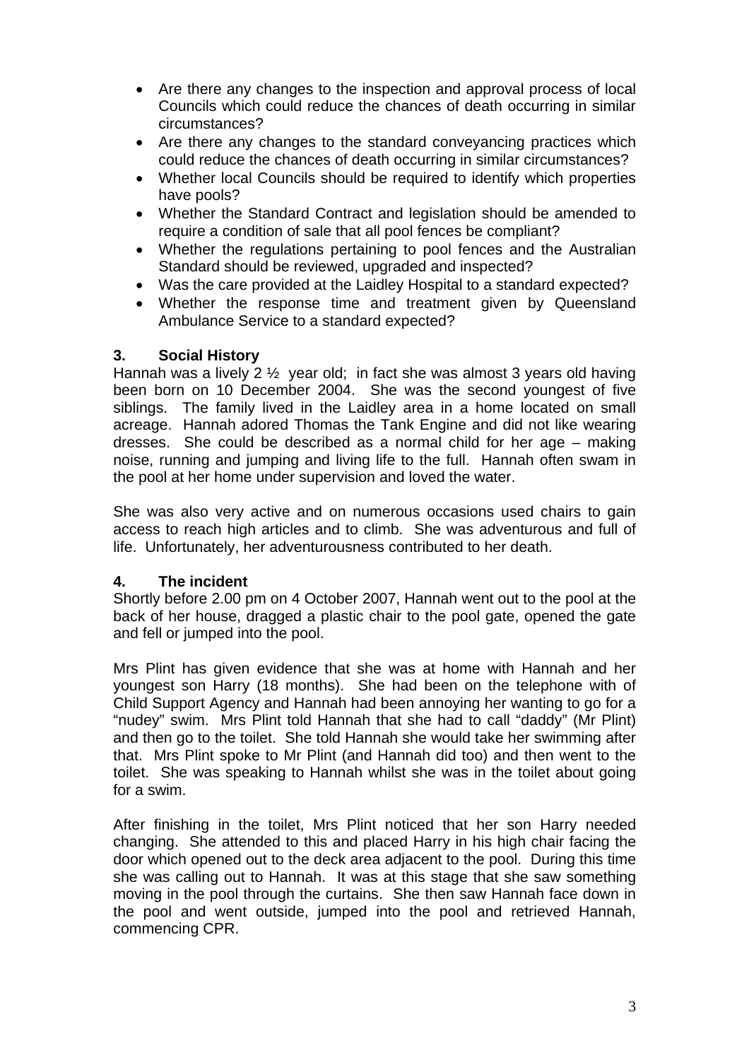- Are there any changes to the inspection and approval process of local Councils which could reduce the chances of death occurring in similar circumstances?
- Are there any changes to the standard conveyancing practices which could reduce the chances of death occurring in similar circumstances?
- Whether local Councils should be required to identify which properties have pools?
- Whether the Standard Contract and legislation should be amended to require a condition of sale that all pool fences be compliant?
- Whether the regulations pertaining to pool fences and the Australian Standard should be reviewed, upgraded and inspected?
- Was the care provided at the Laidley Hospital to a standard expected?
- Whether the response time and treatment given by Queensland Ambulance Service to a standard expected?

## 3. Social History

Hannah was a lively 2 ½ year old; in fact she was almost 3 years old having been born on 10 December 2004. She was the second youngest of five siblings. The family lived in the Laidley area in a home located on small acreage. Hannah adored Thomas the Tank Engine and did not like wearing dresses. She could be described as a normal child for her age – making noise, running and jumping and living life to the full. Hannah often swam in the pool at her home under supervision and loved the water.

She was also very active and on numerous occasions used chairs to gain access to reach high articles and to climb. She was adventurous and full of life. Unfortunately, her adventurousness contributed to her death.

## 4. The incident

Shortly before 2.00 pm on 4 October 2007, Hannah went out to the pool at the back of her house, dragged a plastic chair to the pool gate, opened the gate and fell or jumped into the pool.

Mrs Plint has given evidence that she was at home with Hannah and her youngest son Harry (18 months). She had been on the telephone with of Child Support Agency and Hannah had been annoying her wanting to go for a "nudey" swim. Mrs Plint told Hannah that she had to call "daddy" (Mr Plint) and then go to the toilet. She told Hannah she would take her swimming after that. Mrs Plint spoke to Mr Plint (and Hannah did too) and then went to the toilet. She was speaking to Hannah whilst she was in the toilet about going for a swim.

After finishing in the toilet, Mrs Plint noticed that her son Harry needed changing. She attended to this and placed Harry in his high chair facing the door which opened out to the deck area adjacent to the pool. During this time she was calling out to Hannah. It was at this stage that she saw something moving in the pool through the curtains. She then saw Hannah face down in the pool and went outside, jumped into the pool and retrieved Hannah, commencing CPR.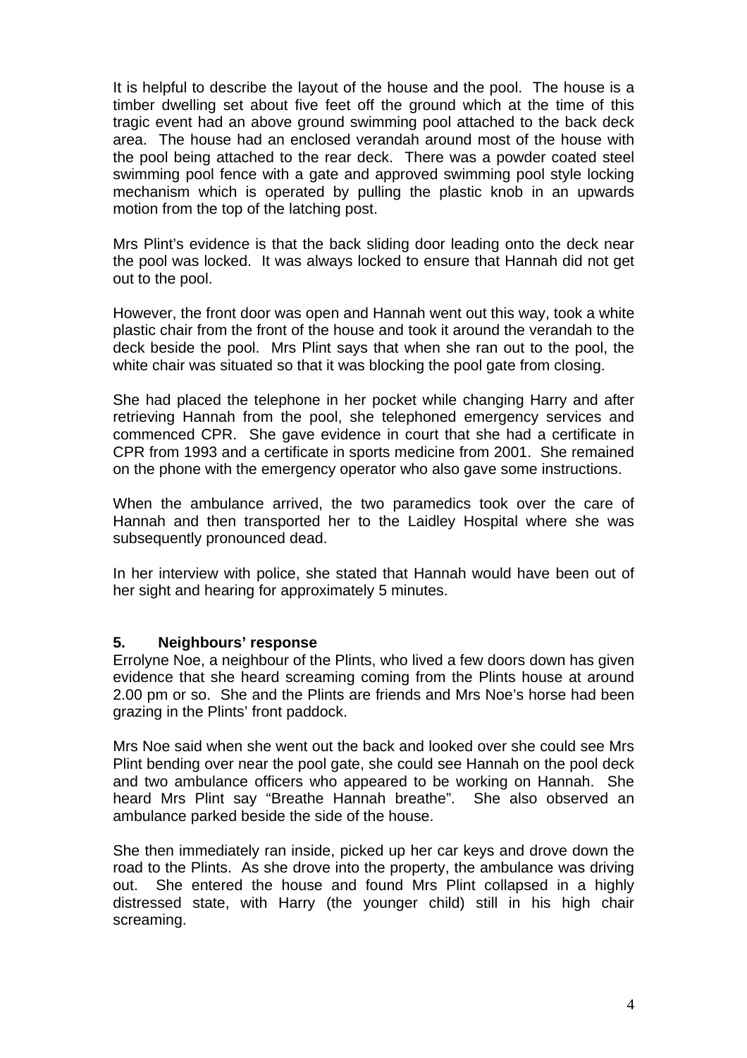It is helpful to describe the layout of the house and the pool. The house is a timber dwelling set about five feet off the ground which at the time of this tragic event had an above ground swimming pool attached to the back deck area. The house had an enclosed verandah around most of the house with the pool being attached to the rear deck. There was a powder coated steel swimming pool fence with a gate and approved swimming pool style locking mechanism which is operated by pulling the plastic knob in an upwards motion from the top of the latching post.

Mrs Plint's evidence is that the back sliding door leading onto the deck near the pool was locked. It was always locked to ensure that Hannah did not get out to the pool.

However, the front door was open and Hannah went out this way, took a white plastic chair from the front of the house and took it around the verandah to the deck beside the pool. Mrs Plint says that when she ran out to the pool, the white chair was situated so that it was blocking the pool gate from closing.

She had placed the telephone in her pocket while changing Harry and after retrieving Hannah from the pool, she telephoned emergency services and commenced CPR. She gave evidence in court that she had a certificate in CPR from 1993 and a certificate in sports medicine from 2001. She remained on the phone with the emergency operator who also gave some instructions.

When the ambulance arrived, the two paramedics took over the care of Hannah and then transported her to the Laidley Hospital where she was subsequently pronounced dead.

In her interview with police, she stated that Hannah would have been out of her sight and hearing for approximately 5 minutes.

## 5. Neighbours' response

Errolyne Noe, a neighbour of the Plints, who lived a few doors down has given evidence that she heard screaming coming from the Plints house at around 2.00 pm or so. She and the Plints are friends and Mrs Noe's horse had been grazing in the Plints' front paddock.

Mrs Noe said when she went out the back and looked over she could see Mrs Plint bending over near the pool gate, she could see Hannah on the pool deck and two ambulance officers who appeared to be working on Hannah. She heard Mrs Plint say "Breathe Hannah breathe". She also observed an ambulance parked beside the side of the house.

She then immediately ran inside, picked up her car keys and drove down the road to the Plints. As she drove into the property, the ambulance was driving out. She entered the house and found Mrs Plint collapsed in a highly distressed state, with Harry (the younger child) still in his high chair screaming.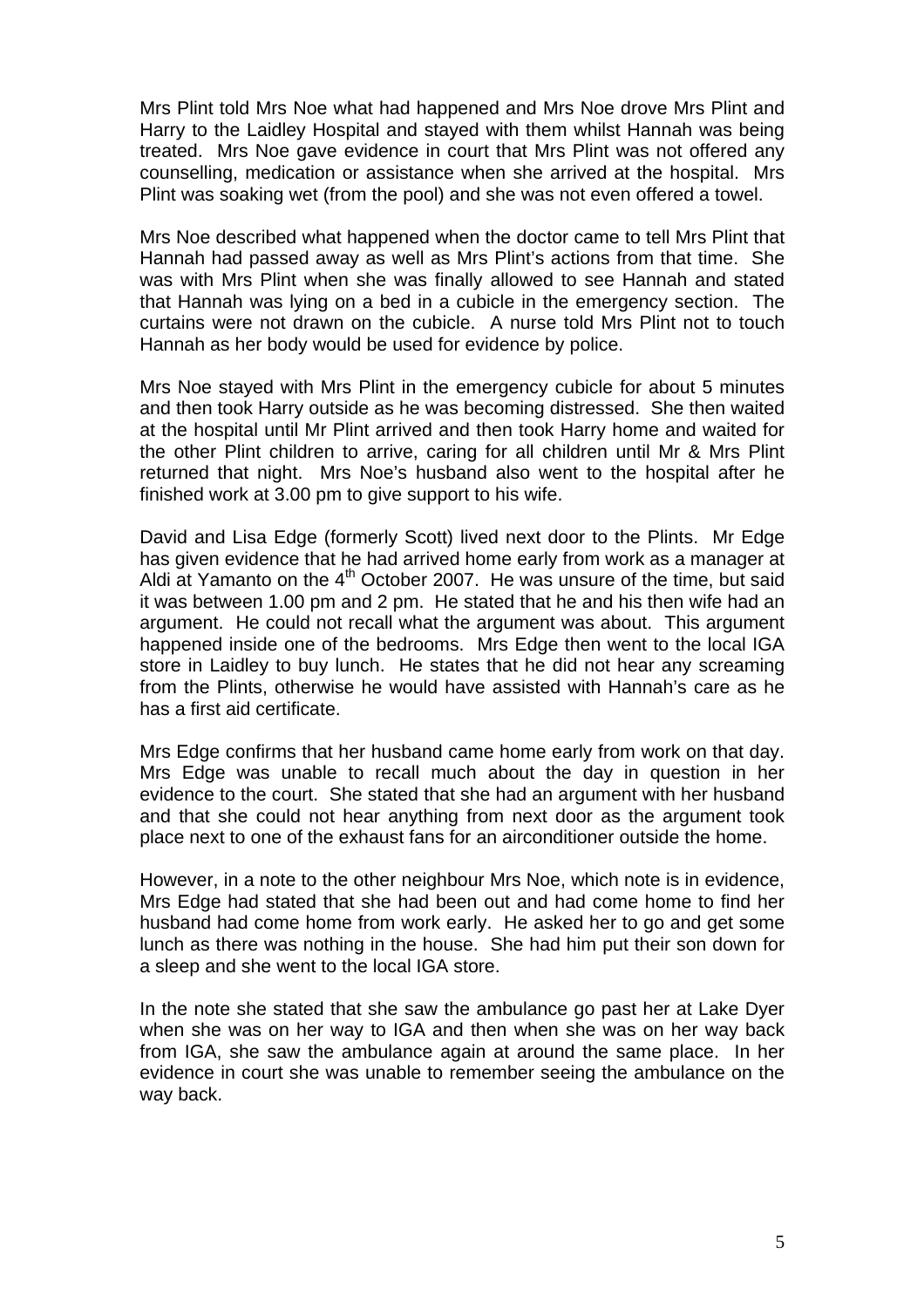Mrs Plint told Mrs Noe what had happened and Mrs Noe drove Mrs Plint and Harry to the Laidley Hospital and stayed with them whilst Hannah was being treated. Mrs Noe gave evidence in court that Mrs Plint was not offered any counselling, medication or assistance when she arrived at the hospital. Mrs Plint was soaking wet (from the pool) and she was not even offered a towel.

Mrs Noe described what happened when the doctor came to tell Mrs Plint that Hannah had passed away as well as Mrs Plint's actions from that time. She was with Mrs Plint when she was finally allowed to see Hannah and stated that Hannah was lying on a bed in a cubicle in the emergency section. The curtains were not drawn on the cubicle. A nurse told Mrs Plint not to touch Hannah as her body would be used for evidence by police.

Mrs Noe stayed with Mrs Plint in the emergency cubicle for about 5 minutes and then took Harry outside as he was becoming distressed. She then waited at the hospital until Mr Plint arrived and then took Harry home and waited for the other Plint children to arrive, caring for all children until Mr & Mrs Plint returned that night. Mrs Noe's husband also went to the hospital after he finished work at 3.00 pm to give support to his wife.

David and Lisa Edge (formerly Scott) lived next door to the Plints. Mr Edge has given evidence that he had arrived home early from work as a manager at Aldi at Yamanto on the 4th October 2007. He was unsure of the time, but said it was between 1.00 pm and 2 pm. He stated that he and his then wife had an argument. He could not recall what the argument was about. This argument happened inside one of the bedrooms. Mrs Edge then went to the local IGA store in Laidley to buy lunch. He states that he did not hear any screaming from the Plints, otherwise he would have assisted with Hannah's care as he has a first aid certificate.

Mrs Edge confirms that her husband came home early from work on that day. Mrs Edge was unable to recall much about the day in question in her evidence to the court. She stated that she had an argument with her husband and that she could not hear anything from next door as the argument took place next to one of the exhaust fans for an airconditioner outside the home.

However, in a note to the other neighbour Mrs Noe, which note is in evidence, Mrs Edge had stated that she had been out and had come home to find her husband had come home from work early. He asked her to go and get some lunch as there was nothing in the house. She had him put their son down for a sleep and she went to the local IGA store.

In the note she stated that she saw the ambulance go past her at Lake Dyer when she was on her way to IGA and then when she was on her way back from IGA, she saw the ambulance again at around the same place. In her evidence in court she was unable to remember seeing the ambulance on the way back.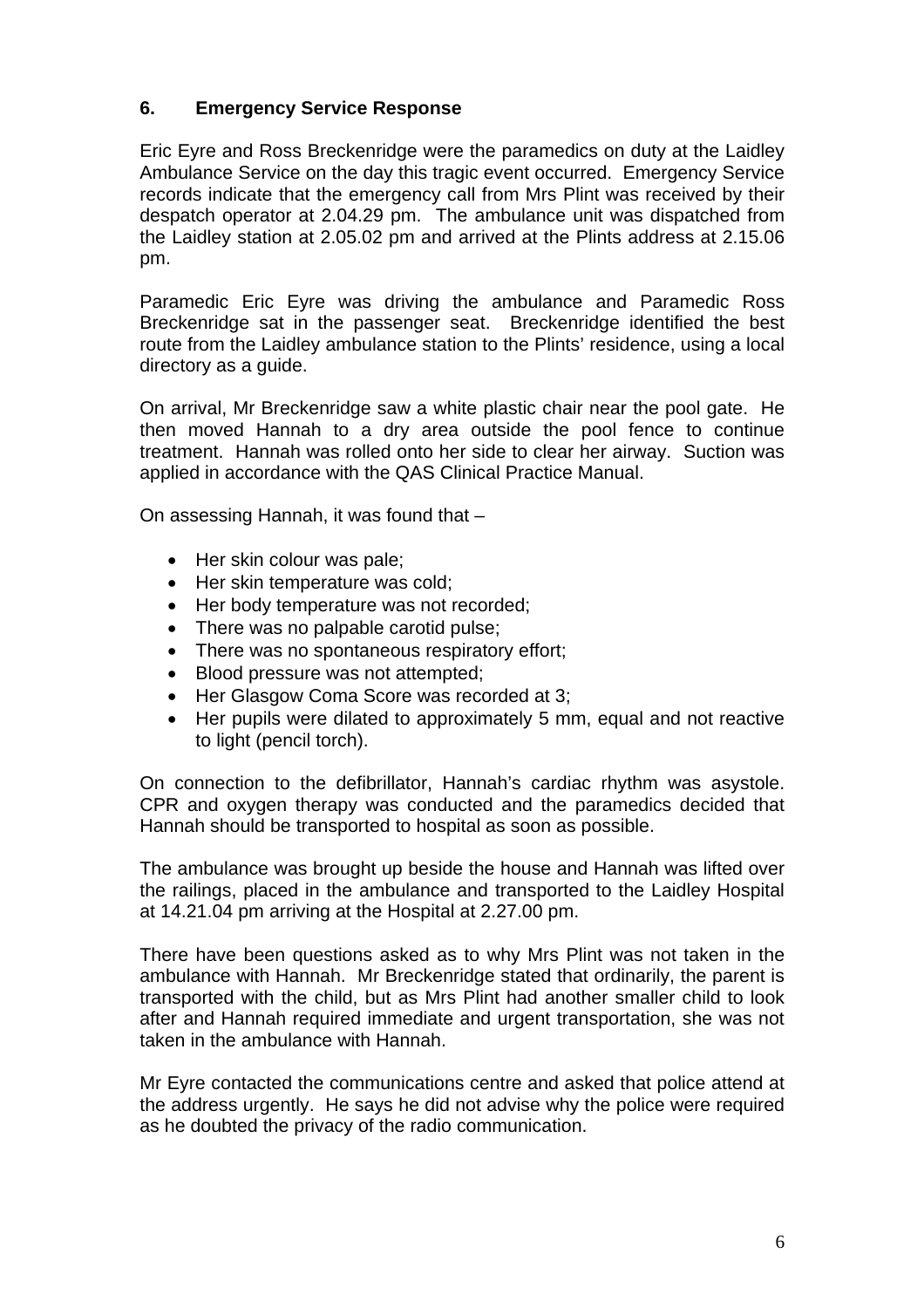## 6. Emergency Service Response

Eric Eyre and Ross Breckenridge were the paramedics on duty at the Laidley Ambulance Service on the day this tragic event occurred. Emergency Service records indicate that the emergency call from Mrs Plint was received by their despatch operator at 2.04.29 pm. The ambulance unit was dispatched from the Laidley station at 2.05.02 pm and arrived at the Plints address at 2.15.06 pm.

Paramedic Eric Eyre was driving the ambulance and Paramedic Ross Breckenridge sat in the passenger seat. Breckenridge identified the best route from the Laidley ambulance station to the Plints' residence, using a local directory as a guide.

On arrival, Mr Breckenridge saw a white plastic chair near the pool gate. He then moved Hannah to a dry area outside the pool fence to continue treatment. Hannah was rolled onto her side to clear her airway. Suction was applied in accordance with the QAS Clinical Practice Manual.

On assessing Hannah, it was found that –

- Her skin colour was pale;
- Her skin temperature was cold;
- Her body temperature was not recorded;
- There was no palpable carotid pulse;
- There was no spontaneous respiratory effort;
- Blood pressure was not attempted;
- Her Glasgow Coma Score was recorded at 3;
- Her pupils were dilated to approximately 5 mm, equal and not reactive to light (pencil torch).

On connection to the defibrillator, Hannah's cardiac rhythm was asystole. CPR and oxygen therapy was conducted and the paramedics decided that Hannah should be transported to hospital as soon as possible.

The ambulance was brought up beside the house and Hannah was lifted over the railings, placed in the ambulance and transported to the Laidley Hospital at 14.21.04 pm arriving at the Hospital at 2.27.00 pm.

There have been questions asked as to why Mrs Plint was not taken in the ambulance with Hannah. Mr Breckenridge stated that ordinarily, the parent is transported with the child, but as Mrs Plint had another smaller child to look after and Hannah required immediate and urgent transportation, she was not taken in the ambulance with Hannah.

Mr Eyre contacted the communications centre and asked that police attend at the address urgently. He says he did not advise why the police were required as he doubted the privacy of the radio communication.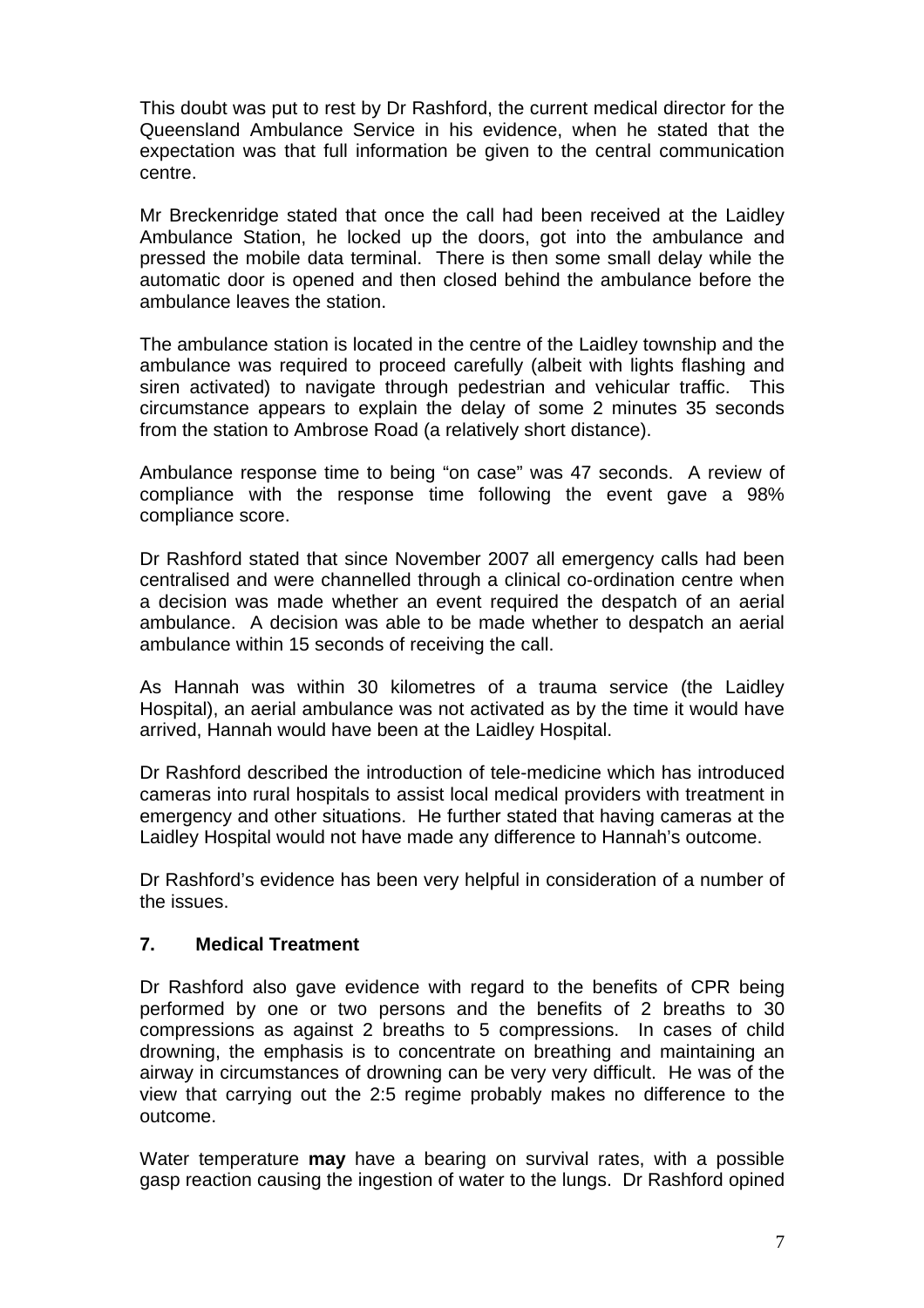This doubt was put to rest by Dr Rashford, the current medical director for the Queensland Ambulance Service in his evidence, when he stated that the expectation was that full information be given to the central communication centre.

Mr Breckenridge stated that once the call had been received at the Laidley Ambulance Station, he locked up the doors, got into the ambulance and pressed the mobile data terminal. There is then some small delay while the automatic door is opened and then closed behind the ambulance before the ambulance leaves the station.

The ambulance station is located in the centre of the Laidley township and the ambulance was required to proceed carefully (albeit with lights flashing and siren activated) to navigate through pedestrian and vehicular traffic. This circumstance appears to explain the delay of some 2 minutes 35 seconds from the station to Ambrose Road (a relatively short distance).

Ambulance response time to being "on case" was 47 seconds. A review of compliance with the response time following the event gave a 98% compliance score.

Dr Rashford stated that since November 2007 all emergency calls had been centralised and were channelled through a clinical co-ordination centre when a decision was made whether an event required the despatch of an aerial ambulance. A decision was able to be made whether to despatch an aerial ambulance within 15 seconds of receiving the call.

As Hannah was within 30 kilometres of a trauma service (the Laidley Hospital), an aerial ambulance was not activated as by the time it would have arrived, Hannah would have been at the Laidley Hospital.

Dr Rashford described the introduction of tele-medicine which has introduced cameras into rural hospitals to assist local medical providers with treatment in emergency and other situations. He further stated that having cameras at the Laidley Hospital would not have made any difference to Hannah's outcome.

Dr Rashford's evidence has been very helpful in consideration of a number of the issues.

## 7. Medical Treatment

Dr Rashford also gave evidence with regard to the benefits of CPR being performed by one or two persons and the benefits of 2 breaths to 30 compressions as against 2 breaths to 5 compressions. In cases of child drowning, the emphasis is to concentrate on breathing and maintaining an airway in circumstances of drowning can be very very difficult. He was of the view that carrying out the 2:5 regime probably makes no difference to the outcome.

Water temperature **may** have a bearing on survival rates, with a possible gasp reaction causing the ingestion of water to the lungs. Dr Rashford opined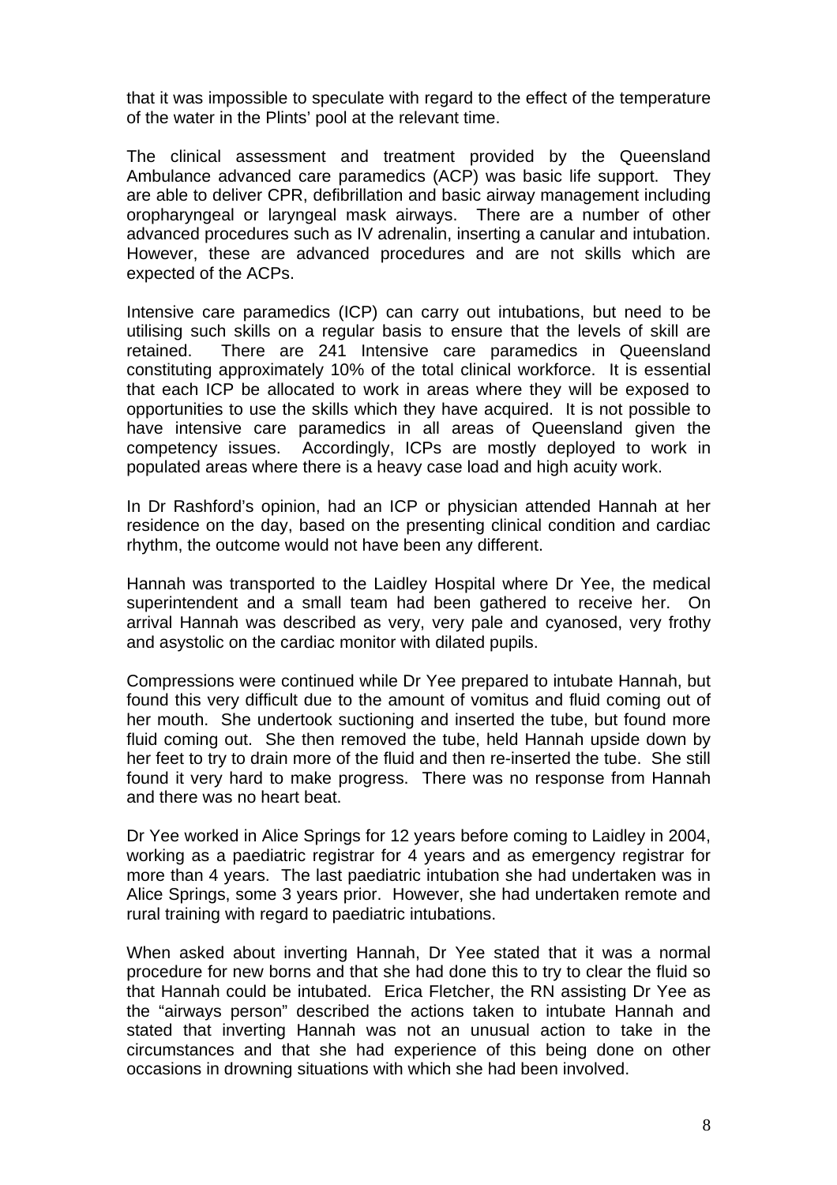that it was impossible to speculate with regard to the effect of the temperature of the water in the Plints' pool at the relevant time.

The clinical assessment and treatment provided by the Queensland Ambulance advanced care paramedics (ACP) was basic life support. They are able to deliver CPR, defibrillation and basic airway management including oropharyngeal or laryngeal mask airways. There are a number of other advanced procedures such as IV adrenalin, inserting a canular and intubation. However, these are advanced procedures and are not skills which are expected of the ACPs.

Intensive care paramedics (ICP) can carry out intubations, but need to be utilising such skills on a regular basis to ensure that the levels of skill are retained. There are 241 Intensive care paramedics in Queensland constituting approximately 10% of the total clinical workforce. It is essential that each ICP be allocated to work in areas where they will be exposed to opportunities to use the skills which they have acquired. It is not possible to have intensive care paramedics in all areas of Queensland given the competency issues. Accordingly, ICPs are mostly deployed to work in populated areas where there is a heavy case load and high acuity work.

In Dr Rashford's opinion, had an ICP or physician attended Hannah at her residence on the day, based on the presenting clinical condition and cardiac rhythm, the outcome would not have been any different.

Hannah was transported to the Laidley Hospital where Dr Yee, the medical superintendent and a small team had been gathered to receive her. On arrival Hannah was described as very, very pale and cyanosed, very frothy and asystolic on the cardiac monitor with dilated pupils.

Compressions were continued while Dr Yee prepared to intubate Hannah, but found this very difficult due to the amount of vomitus and fluid coming out of her mouth. She undertook suctioning and inserted the tube, but found more fluid coming out. She then removed the tube, held Hannah upside down by her feet to try to drain more of the fluid and then re-inserted the tube. She still found it very hard to make progress. There was no response from Hannah and there was no heart beat.

Dr Yee worked in Alice Springs for 12 years before coming to Laidley in 2004, working as a paediatric registrar for 4 years and as emergency registrar for more than 4 years. The last paediatric intubation she had undertaken was in Alice Springs, some 3 years prior. However, she had undertaken remote and rural training with regard to paediatric intubations.

When asked about inverting Hannah, Dr Yee stated that it was a normal procedure for new borns and that she had done this to try to clear the fluid so that Hannah could be intubated. Erica Fletcher, the RN assisting Dr Yee as the "airways person" described the actions taken to intubate Hannah and stated that inverting Hannah was not an unusual action to take in the circumstances and that she had experience of this being done on other occasions in drowning situations with which she had been involved.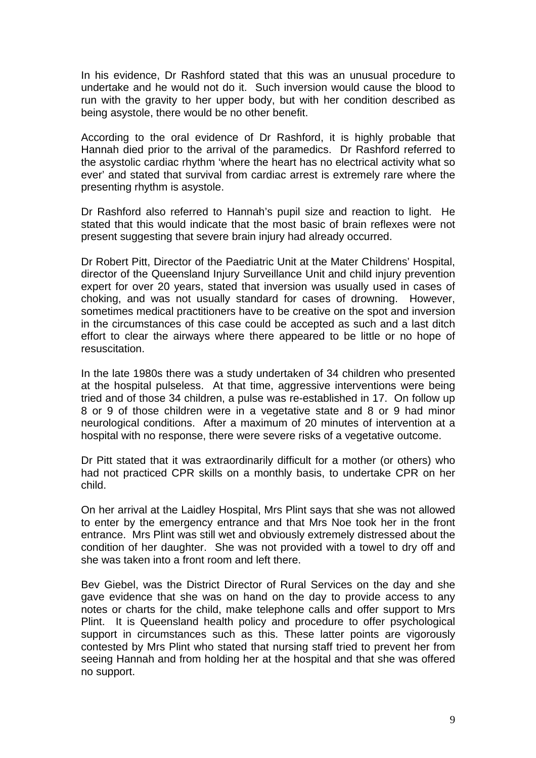In his evidence, Dr Rashford stated that this was an unusual procedure to undertake and he would not do it. Such inversion would cause the blood to run with the gravity to her upper body, but with her condition described as being asystole, there would be no other benefit.

According to the oral evidence of Dr Rashford, it is highly probable that Hannah died prior to the arrival of the paramedics. Dr Rashford referred to the asystolic cardiac rhythm 'where the heart has no electrical activity what so ever' and stated that survival from cardiac arrest is extremely rare where the presenting rhythm is asystole.

Dr Rashford also referred to Hannah's pupil size and reaction to light. He stated that this would indicate that the most basic of brain reflexes were not present suggesting that severe brain injury had already occurred.

Dr Robert Pitt, Director of the Paediatric Unit at the Mater Childrens' Hospital, director of the Queensland Injury Surveillance Unit and child injury prevention expert for over 20 years, stated that inversion was usually used in cases of choking, and was not usually standard for cases of drowning. However, sometimes medical practitioners have to be creative on the spot and inversion in the circumstances of this case could be accepted as such and a last ditch effort to clear the airways where there appeared to be little or no hope of resuscitation.

In the late 1980s there was a study undertaken of 34 children who presented at the hospital pulseless. At that time, aggressive interventions were being tried and of those 34 children, a pulse was re-established in 17. On follow up 8 or 9 of those children were in a vegetative state and 8 or 9 had minor neurological conditions. After a maximum of 20 minutes of intervention at a hospital with no response, there were severe risks of a vegetative outcome.

Dr Pitt stated that it was extraordinarily difficult for a mother (or others) who had not practiced CPR skills on a monthly basis, to undertake CPR on her child.

On her arrival at the Laidley Hospital, Mrs Plint says that she was not allowed to enter by the emergency entrance and that Mrs Noe took her in the front entrance. Mrs Plint was still wet and obviously extremely distressed about the condition of her daughter. She was not provided with a towel to dry off and she was taken into a front room and left there.

Bev Giebel, was the District Director of Rural Services on the day and she gave evidence that she was on hand on the day to provide access to any notes or charts for the child, make telephone calls and offer support to Mrs Plint. It is Queensland health policy and procedure to offer psychological support in circumstances such as this. These latter points are vigorously contested by Mrs Plint who stated that nursing staff tried to prevent her from seeing Hannah and from holding her at the hospital and that she was offered no support.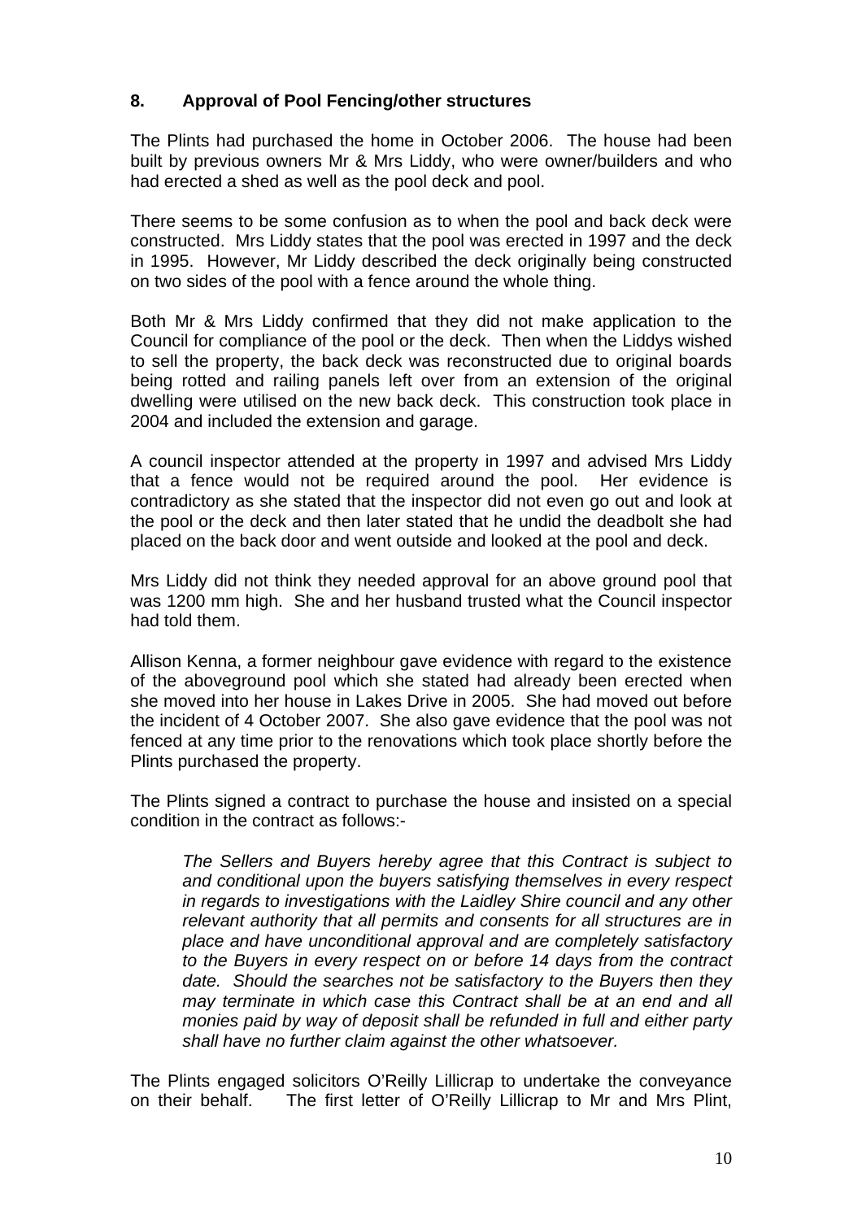## 8. Approval of Pool Fencing/other structures

The Plints had purchased the home in October 2006. The house had been built by previous owners Mr & Mrs Liddy, who were owner/builders and who had erected a shed as well as the pool deck and pool.

There seems to be some confusion as to when the pool and back deck were constructed. Mrs Liddy states that the pool was erected in 1997 and the deck in 1995. However, Mr Liddy described the deck originally being constructed on two sides of the pool with a fence around the whole thing.

Both Mr & Mrs Liddy confirmed that they did not make application to the Council for compliance of the pool or the deck. Then when the Liddys wished to sell the property, the back deck was reconstructed due to original boards being rotted and railing panels left over from an extension of the original dwelling were utilised on the new back deck. This construction took place in 2004 and included the extension and garage.

A council inspector attended at the property in 1997 and advised Mrs Liddy that a fence would not be required around the pool. Her evidence is contradictory as she stated that the inspector did not even go out and look at the pool or the deck and then later stated that he undid the deadbolt she had placed on the back door and went outside and looked at the pool and deck.

Mrs Liddy did not think they needed approval for an above ground pool that was 1200 mm high. She and her husband trusted what the Council inspector had told them.

Allison Kenna, a former neighbour gave evidence with regard to the existence of the aboveground pool which she stated had already been erected when she moved into her house in Lakes Drive in 2005. She had moved out before the incident of 4 October 2007. She also gave evidence that the pool was not fenced at any time prior to the renovations which took place shortly before the Plints purchased the property.

The Plints signed a contract to purchase the house and insisted on a special condition in the contract as follows:-

> *The Sellers and Buyers hereby agree that this Contract is subject to and conditional upon the buyers satisfying themselves in every respect in regards to investigations with the Laidley Shire council and any other relevant authority that all permits and consents for all structures are in place and have unconditional approval and are completely satisfactory to the Buyers in every respect on or before 14 days from the contract date. Should the searches not be satisfactory to the Buyers then they may terminate in which case this Contract shall be at an end and all monies paid by way of deposit shall be refunded in full and either party shall have no further claim against the other whatsoever.*

The Plints engaged solicitors O'Reilly Lillicrap to undertake the conveyance on their behalf. The first letter of O'Reilly Lillicrap to Mr and Mrs Plint,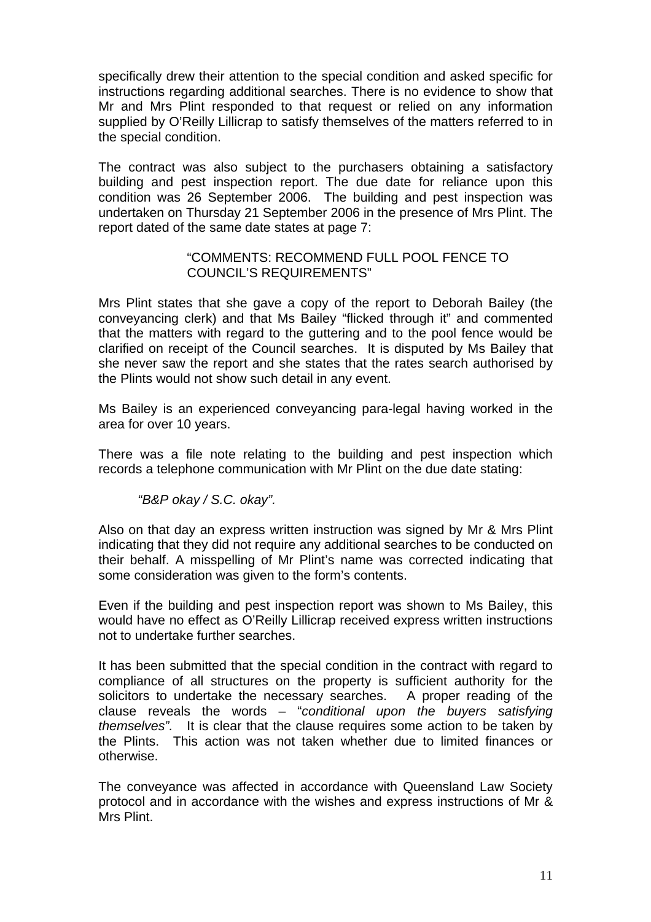specifically drew their attention to the special condition and asked specific for instructions regarding additional searches. There is no evidence to show that Mr and Mrs Plint responded to that request or relied on any information supplied by O'Reilly Lillicrap to satisfy themselves of the matters referred to in the special condition.

The contract was also subject to the purchasers obtaining a satisfactory building and pest inspection report. The due date for reliance upon this condition was 26 September 2006. The building and pest inspection was undertaken on Thursday 21 September 2006 in the presence of Mrs Plint. The report dated of the same date states at page 7:

> "COMMENTS: RECOMMEND FULL POOL FENCE TO COUNCIL'S REQUIREMENTS"

Mrs Plint states that she gave a copy of the report to Deborah Bailey (the conveyancing clerk) and that Ms Bailey "flicked through it" and commented that the matters with regard to the guttering and to the pool fence would be clarified on receipt of the Council searches. It is disputed by Ms Bailey that she never saw the report and she states that the rates search authorised by the Plints would not show such detail in any event.

Ms Bailey is an experienced conveyancing para-legal having worked in the area for over 10 years.

There was a file note relating to the building and pest inspection which records a telephone communication with Mr Plint on the due date stating:

> *"B&P okay / S.C. okay".*

Also on that day an express written instruction was signed by Mr & Mrs Plint indicating that they did not require any additional searches to be conducted on their behalf. A misspelling of Mr Plint's name was corrected indicating that some consideration was given to the form's contents.

Even if the building and pest inspection report was shown to Ms Bailey, this would have no effect as O'Reilly Lillicrap received express written instructions not to undertake further searches.

It has been submitted that the special condition in the contract with regard to compliance of all structures on the property is sufficient authority for the solicitors to undertake the necessary searches. A proper reading of the clause reveals the words – "*conditional upon the buyers satisfying themselves"*. It is clear that the clause requires some action to be taken by the Plints. This action was not taken whether due to limited finances or otherwise.

The conveyance was affected in accordance with Queensland Law Society protocol and in accordance with the wishes and express instructions of Mr & Mrs Plint.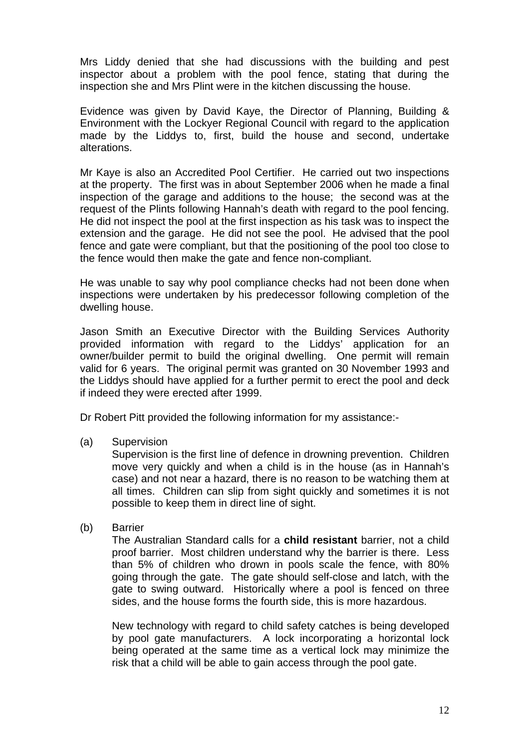Mrs Liddy denied that she had discussions with the building and pest inspector about a problem with the pool fence, stating that during the inspection she and Mrs Plint were in the kitchen discussing the house.

Evidence was given by David Kaye, the Director of Planning, Building & Environment with the Lockyer Regional Council with regard to the application made by the Liddys to, first, build the house and second, undertake alterations.

Mr Kaye is also an Accredited Pool Certifier. He carried out two inspections at the property. The first was in about September 2006 when he made a final inspection of the garage and additions to the house; the second was at the request of the Plints following Hannah's death with regard to the pool fencing. He did not inspect the pool at the first inspection as his task was to inspect the extension and the garage. He did not see the pool. He advised that the pool fence and gate were compliant, but that the positioning of the pool too close to the fence would then make the gate and fence non-compliant.

He was unable to say why pool compliance checks had not been done when inspections were undertaken by his predecessor following completion of the dwelling house.

Jason Smith an Executive Director with the Building Services Authority provided information with regard to the Liddys' application for an owner/builder permit to build the original dwelling. One permit will remain valid for 6 years. The original permit was granted on 30 November 1993 and the Liddys should have applied for a further permit to erect the pool and deck if indeed they were erected after 1999.

Dr Robert Pitt provided the following information for my assistance:-

(a) Supervision

Supervision is the first line of defence in drowning prevention. Children move very quickly and when a child is in the house (as in Hannah's case) and not near a hazard, there is no reason to be watching them at all times. Children can slip from sight quickly and sometimes it is not possible to keep them in direct line of sight.

(b) Barrier

The Australian Standard calls for a **child resistant** barrier, not a child proof barrier. Most children understand why the barrier is there. Less than 5% of children who drown in pools scale the fence, with 80% going through the gate. The gate should self-close and latch, with the gate to swing outward. Historically where a pool is fenced on three sides, and the house forms the fourth side, this is more hazardous.

New technology with regard to child safety catches is being developed by pool gate manufacturers. A lock incorporating a horizontal lock being operated at the same time as a vertical lock may minimize the risk that a child will be able to gain access through the pool gate.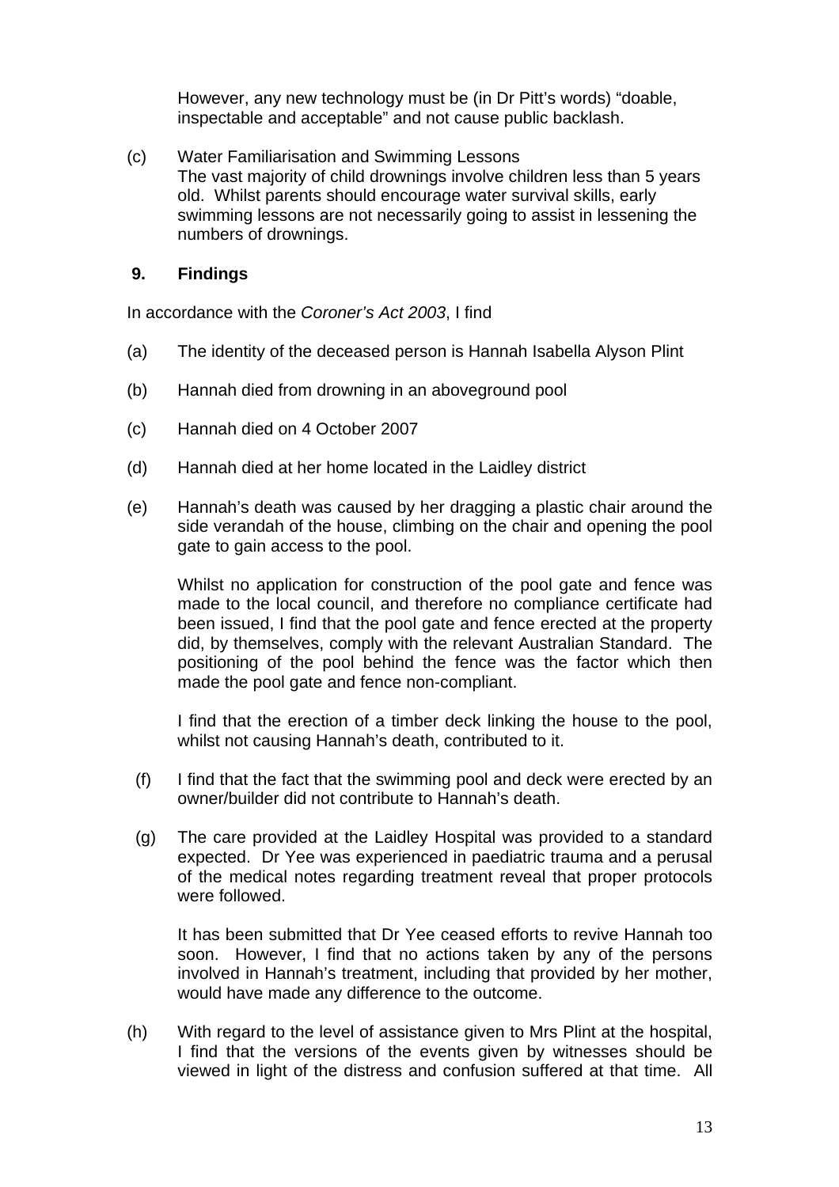However, any new technology must be (in Dr Pitt's words) "doable, inspectable and acceptable" and not cause public backlash.

(c) Water Familiarisation and Swimming Lessons
The vast majority of child drownings involve children less than 5 years old. Whilst parents should encourage water survival skills, early swimming lessons are not necessarily going to assist in lessening the numbers of drownings.

## 9. Findings

In accordance with the *Coroner's Act 2003*, I find

(a) The identity of the deceased person is Hannah Isabella Alyson Plint

(b) Hannah died from drowning in an aboveground pool

(c) Hannah died on 4 October 2007

(d) Hannah died at her home located in the Laidley district

(e) Hannah's death was caused by her dragging a plastic chair around the side verandah of the house, climbing on the chair and opening the pool gate to gain access to the pool.

Whilst no application for construction of the pool gate and fence was made to the local council, and therefore no compliance certificate had been issued, I find that the pool gate and fence erected at the property did, by themselves, comply with the relevant Australian Standard. The positioning of the pool behind the fence was the factor which then made the pool gate and fence non-compliant.

I find that the erection of a timber deck linking the house to the pool, whilst not causing Hannah's death, contributed to it.

(f) I find that the fact that the swimming pool and deck were erected by an owner/builder did not contribute to Hannah's death.

(g) The care provided at the Laidley Hospital was provided to a standard expected. Dr Yee was experienced in paediatric trauma and a perusal of the medical notes regarding treatment reveal that proper protocols were followed.

It has been submitted that Dr Yee ceased efforts to revive Hannah too soon. However, I find that no actions taken by any of the persons involved in Hannah's treatment, including that provided by her mother, would have made any difference to the outcome.

(h) With regard to the level of assistance given to Mrs Plint at the hospital, I find that the versions of the events given by witnesses should be viewed in light of the distress and confusion suffered at that time. All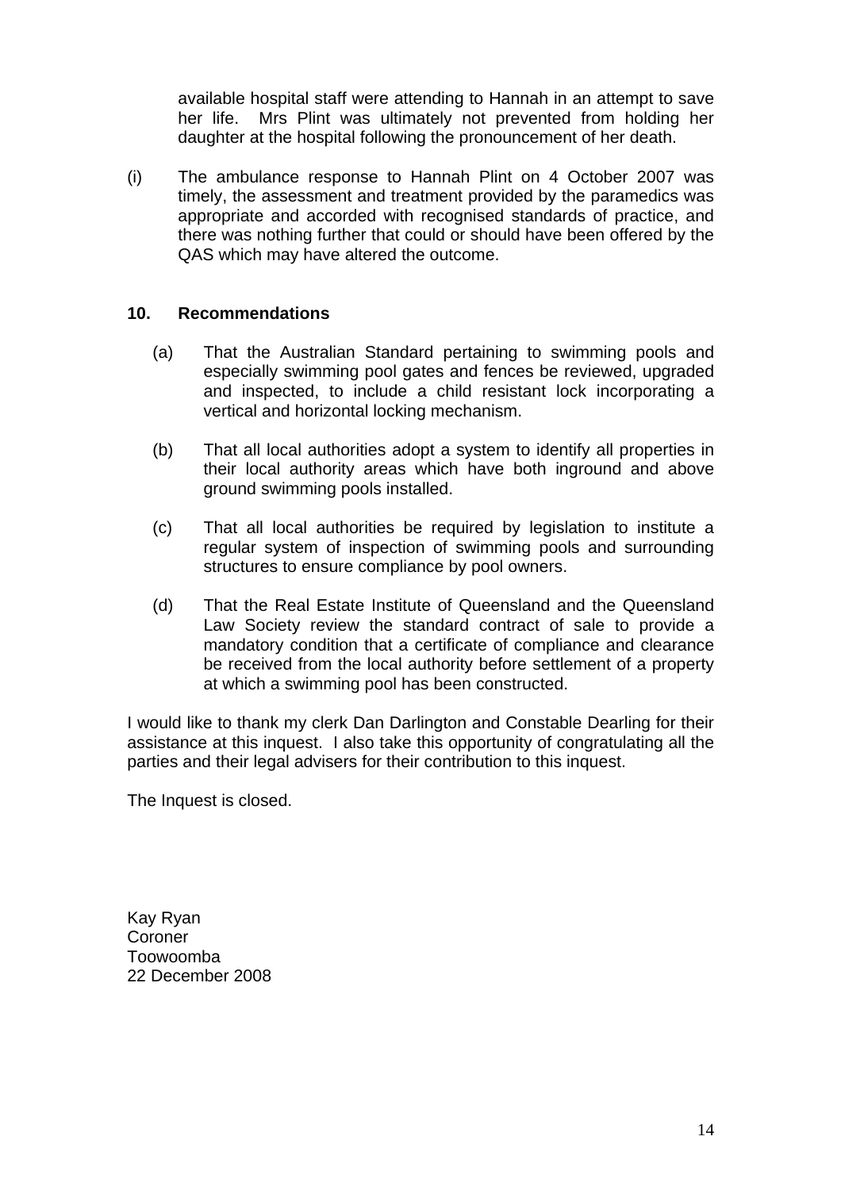available hospital staff were attending to Hannah in an attempt to save her life. Mrs Plint was ultimately not prevented from holding her daughter at the hospital following the pronouncement of her death.

(i) The ambulance response to Hannah Plint on 4 October 2007 was timely, the assessment and treatment provided by the paramedics was appropriate and accorded with recognised standards of practice, and there was nothing further that could or should have been offered by the QAS which may have altered the outcome.

## 10. Recommendations

(a) That the Australian Standard pertaining to swimming pools and especially swimming pool gates and fences be reviewed, upgraded and inspected, to include a child resistant lock incorporating a vertical and horizontal locking mechanism.

(b) That all local authorities adopt a system to identify all properties in their local authority areas which have both inground and above ground swimming pools installed.

(c) That all local authorities be required by legislation to institute a regular system of inspection of swimming pools and surrounding structures to ensure compliance by pool owners.

(d) That the Real Estate Institute of Queensland and the Queensland Law Society review the standard contract of sale to provide a mandatory condition that a certificate of compliance and clearance be received from the local authority before settlement of a property at which a swimming pool has been constructed.

I would like to thank my clerk Dan Darlington and Constable Dearling for their assistance at this inquest. I also take this opportunity of congratulating all the parties and their legal advisers for their contribution to this inquest.

The Inquest is closed.

Kay Ryan
Coroner
Toowoomba
22 December 2008